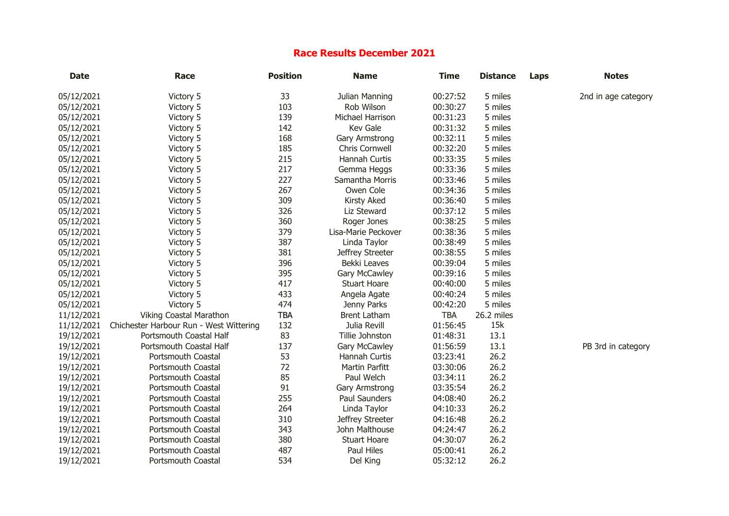# Race Results December 2021

| Date | Race | Position | Name | Time | Distance | Laps | Notes |
|---|---|---|---|---|---|---|---|
| 05/12/2021 | Victory 5 | 33 | Julian Manning | 00:27:52 | 5 miles | | 2nd in age category |
| 05/12/2021 | Victory 5 | 103 | Rob Wilson | 00:30:27 | 5 miles | | |
| 05/12/2021 | Victory 5 | 139 | Michael Harrison | 00:31:23 | 5 miles | | |
| 05/12/2021 | Victory 5 | 142 | Kev Gale | 00:31:32 | 5 miles | | |
| 05/12/2021 | Victory 5 | 168 | Gary Armstrong | 00:32:11 | 5 miles | | |
| 05/12/2021 | Victory 5 | 185 | Chris Cornwell | 00:32:20 | 5 miles | | |
| 05/12/2021 | Victory 5 | 215 | Hannah Curtis | 00:33:35 | 5 miles | | |
| 05/12/2021 | Victory 5 | 217 | Gemma Heggs | 00:33:36 | 5 miles | | |
| 05/12/2021 | Victory 5 | 227 | Samantha Morris | 00:33:46 | 5 miles | | |
| 05/12/2021 | Victory 5 | 267 | Owen Cole | 00:34:36 | 5 miles | | |
| 05/12/2021 | Victory 5 | 309 | Kirsty Aked | 00:36:40 | 5 miles | | |
| 05/12/2021 | Victory 5 | 326 | Liz Steward | 00:37:12 | 5 miles | | |
| 05/12/2021 | Victory 5 | 360 | Roger Jones | 00:38:25 | 5 miles | | |
| 05/12/2021 | Victory 5 | 379 | Lisa-Marie Peckover | 00:38:36 | 5 miles | | |
| 05/12/2021 | Victory 5 | 387 | Linda Taylor | 00:38:49 | 5 miles | | |
| 05/12/2021 | Victory 5 | 381 | Jeffrey Streeter | 00:38:55 | 5 miles | | |
| 05/12/2021 | Victory 5 | 396 | Bekki Leaves | 00:39:04 | 5 miles | | |
| 05/12/2021 | Victory 5 | 395 | Gary McCawley | 00:39:16 | 5 miles | | |
| 05/12/2021 | Victory 5 | 417 | Stuart Hoare | 00:40:00 | 5 miles | | |
| 05/12/2021 | Victory 5 | 433 | Angela Agate | 00:40:24 | 5 miles | | |
| 05/12/2021 | Victory 5 | 474 | Jenny Parks | 00:42:20 | 5 miles | | |
| 11/12/2021 | Viking Coastal Marathon | TBA | Brent Latham | TBA | 26.2 miles | | |
| 11/12/2021 | Chichester Harbour Run - West Wittering | 132 | Julia Revill | 01:56:45 | 15k | | |
| 19/12/2021 | Portsmouth Coastal Half | 83 | Tillie Johnston | 01:48:31 | 13.1 | | |
| 19/12/2021 | Portsmouth Coastal Half | 137 | Gary McCawley | 01:56:59 | 13.1 | | PB 3rd in category |
| 19/12/2021 | Portsmouth Coastal | 53 | Hannah Curtis | 03:23:41 | 26.2 | | |
| 19/12/2021 | Portsmouth Coastal | 72 | Martin Parfitt | 03:30:06 | 26.2 | | |
| 19/12/2021 | Portsmouth Coastal | 85 | Paul Welch | 03:34:11 | 26.2 | | |
| 19/12/2021 | Portsmouth Coastal | 91 | Gary Armstrong | 03:35:54 | 26.2 | | |
| 19/12/2021 | Portsmouth Coastal | 255 | Paul Saunders | 04:08:40 | 26.2 | | |
| 19/12/2021 | Portsmouth Coastal | 264 | Linda Taylor | 04:10:33 | 26.2 | | |
| 19/12/2021 | Portsmouth Coastal | 310 | Jeffrey Streeter | 04:16:48 | 26.2 | | |
| 19/12/2021 | Portsmouth Coastal | 343 | John Malthouse | 04:24:47 | 26.2 | | |
| 19/12/2021 | Portsmouth Coastal | 380 | Stuart Hoare | 04:30:07 | 26.2 | | |
| 19/12/2021 | Portsmouth Coastal | 487 | Paul Hiles | 05:00:41 | 26.2 | | |
| 19/12/2021 | Portsmouth Coastal | 534 | Del King | 05:32:12 | 26.2 | | |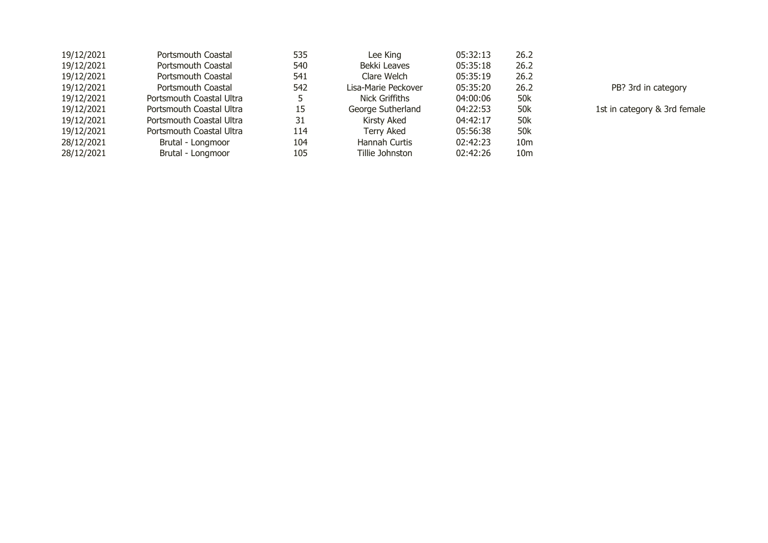| | | | | | | |
|---|---|---|---|---|---|---|
| 19/12/2021 | Portsmouth Coastal | 535 | Lee King | 05:32:13 | 26.2 | |
| 19/12/2021 | Portsmouth Coastal | 540 | Bekki Leaves | 05:35:18 | 26.2 | |
| 19/12/2021 | Portsmouth Coastal | 541 | Clare Welch | 05:35:19 | 26.2 | |
| 19/12/2021 | Portsmouth Coastal | 542 | Lisa-Marie Peckover | 05:35:20 | 26.2 | PB? 3rd in category |
| 19/12/2021 | Portsmouth Coastal Ultra | 5 | Nick Griffiths | 04:00:06 | 50k | |
| 19/12/2021 | Portsmouth Coastal Ultra | 15 | George Sutherland | 04:22:53 | 50k | 1st in category & 3rd female |
| 19/12/2021 | Portsmouth Coastal Ultra | 31 | Kirsty Aked | 04:42:17 | 50k | |
| 19/12/2021 | Portsmouth Coastal Ultra | 114 | Terry Aked | 05:56:38 | 50k | |
| 28/12/2021 | Brutal - Longmoor | 104 | Hannah Curtis | 02:42:23 | 10m | |
| 28/12/2021 | Brutal - Longmoor | 105 | Tillie Johnston | 02:42:26 | 10m | |